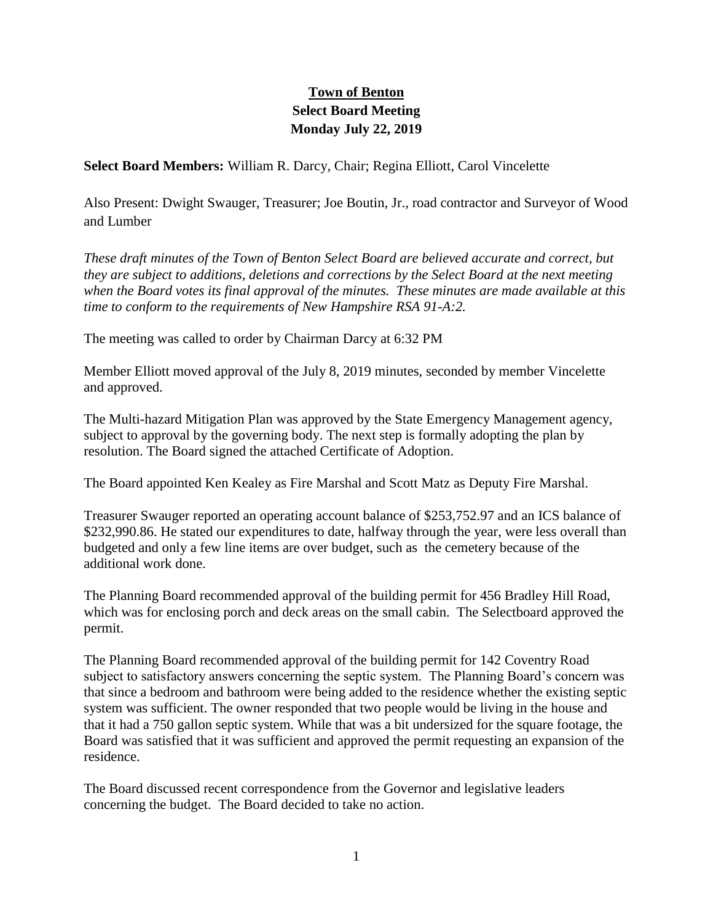# Town of Benton
## Select Board Meeting
## Monday July 22, 2019

**Select Board Members:** William R. Darcy, Chair; Regina Elliott, Carol Vincelette

Also Present: Dwight Swauger, Treasurer; Joe Boutin, Jr., road contractor and Surveyor of Wood and Lumber

*These draft minutes of the Town of Benton Select Board are believed accurate and correct, but they are subject to additions, deletions and corrections by the Select Board at the next meeting when the Board votes its final approval of the minutes. These minutes are made available at this time to conform to the requirements of New Hampshire RSA 91-A:2.*

The meeting was called to order by Chairman Darcy at 6:32 PM

Member Elliott moved approval of the July 8, 2019 minutes, seconded by member Vincelette and approved.

The Multi-hazard Mitigation Plan was approved by the State Emergency Management agency, subject to approval by the governing body. The next step is formally adopting the plan by resolution. The Board signed the attached Certificate of Adoption.

The Board appointed Ken Kealey as Fire Marshal and Scott Matz as Deputy Fire Marshal.

Treasurer Swauger reported an operating account balance of $253,752.97 and an ICS balance of $232,990.86. He stated our expenditures to date, halfway through the year, were less overall than budgeted and only a few line items are over budget, such as the cemetery because of the additional work done.

The Planning Board recommended approval of the building permit for 456 Bradley Hill Road, which was for enclosing porch and deck areas on the small cabin. The Selectboard approved the permit.

The Planning Board recommended approval of the building permit for 142 Coventry Road subject to satisfactory answers concerning the septic system. The Planning Board's concern was that since a bedroom and bathroom were being added to the residence whether the existing septic system was sufficient. The owner responded that two people would be living in the house and that it had a 750 gallon septic system. While that was a bit undersized for the square footage, the Board was satisfied that it was sufficient and approved the permit requesting an expansion of the residence.

The Board discussed recent correspondence from the Governor and legislative leaders concerning the budget. The Board decided to take no action.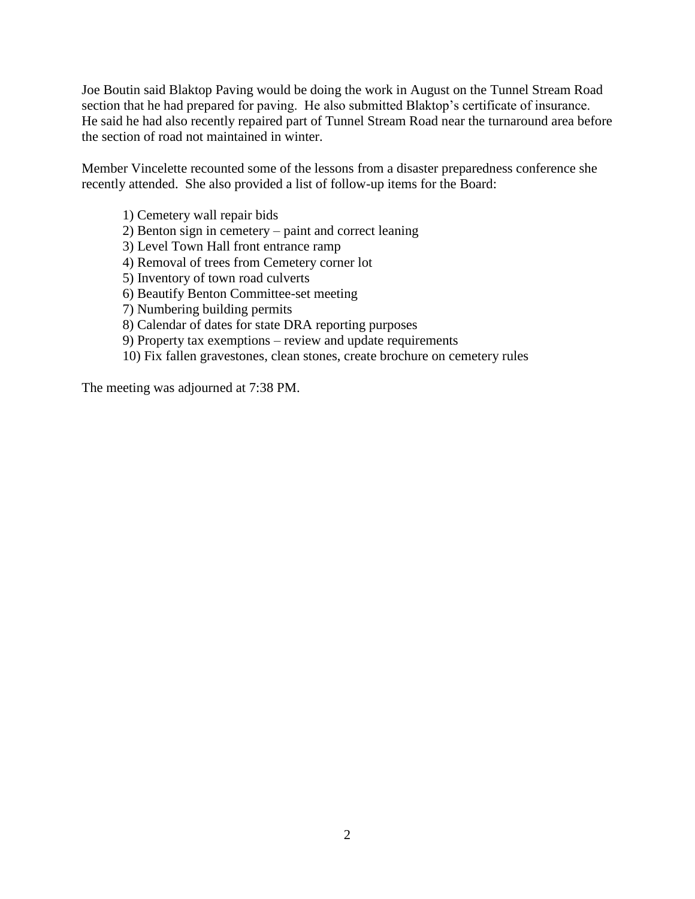Joe Boutin said Blaktop Paving would be doing the work in August on the Tunnel Stream Road section that he had prepared for paving. He also submitted Blaktop's certificate of insurance. He said he had also recently repaired part of Tunnel Stream Road near the turnaround area before the section of road not maintained in winter.

Member Vincelette recounted some of the lessons from a disaster preparedness conference she recently attended. She also provided a list of follow-up items for the Board:

1) Cemetery wall repair bids
2) Benton sign in cemetery – paint and correct leaning
3) Level Town Hall front entrance ramp
4) Removal of trees from Cemetery corner lot
5) Inventory of town road culverts
6) Beautify Benton Committee-set meeting
7) Numbering building permits
8) Calendar of dates for state DRA reporting purposes
9) Property tax exemptions – review and update requirements
10) Fix fallen gravestones, clean stones, create brochure on cemetery rules

The meeting was adjourned at 7:38 PM.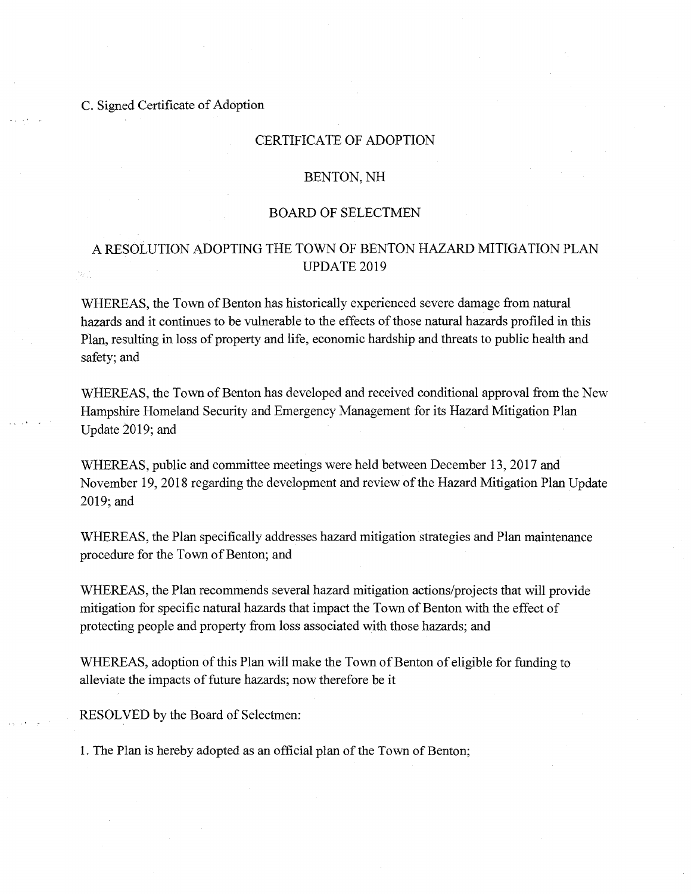C. Signed Certificate of Adoption

# CERTIFICATE OF ADOPTION

## BENTON, NH

## BOARD OF SELECTMEN

## A RESOLUTION ADOPTING THE TOWN OF BENTON HAZARD MITIGATION PLAN UPDATE 2019

WHEREAS, the Town of Benton has historically experienced severe damage from natural hazards and it continues to be vulnerable to the effects of those natural hazards profiled in this Plan, resulting in loss of property and life, economic hardship and threats to public health and safety; and

WHEREAS, the Town of Benton has developed and received conditional approval from the New Hampshire Homeland Security and Emergency Management for its Hazard Mitigation Plan Update 2019; and

WHEREAS, public and committee meetings were held between December 13, 2017 and November 19, 2018 regarding the development and review of the Hazard Mitigation Plan Update 2019; and

WHEREAS, the Plan specifically addresses hazard mitigation strategies and Plan maintenance procedure for the Town of Benton; and

WHEREAS, the Plan recommends several hazard mitigation actions/projects that will provide mitigation for specific natural hazards that impact the Town of Benton with the effect of protecting people and property from loss associated with those hazards; and

WHEREAS, adoption of this Plan will make the Town of Benton of eligible for funding to alleviate the impacts of future hazards; now therefore be it

RESOLVED by the Board of Selectmen:

1. The Plan is hereby adopted as an official plan of the Town of Benton;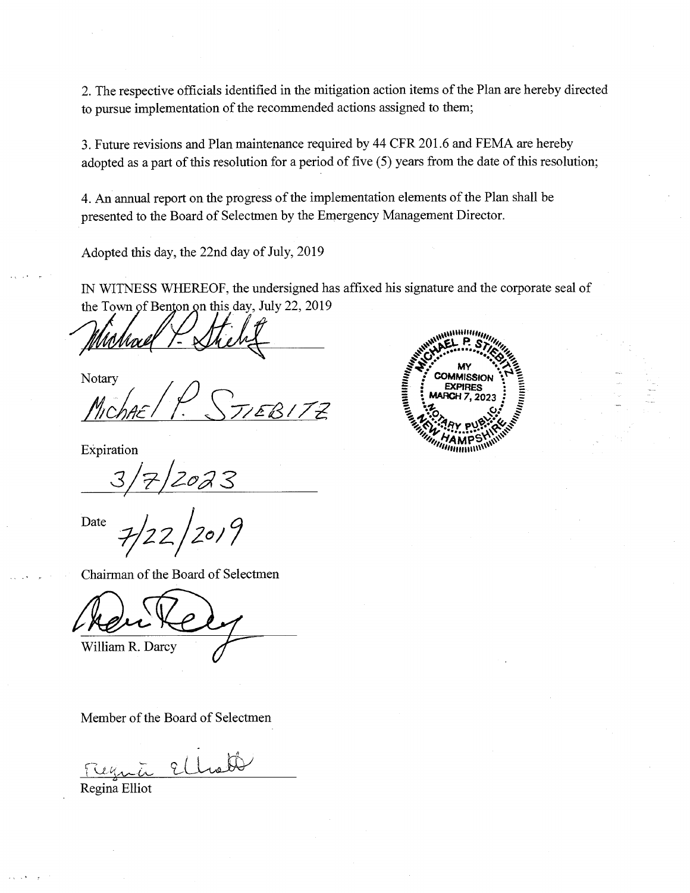2. The respective officials identified in the mitigation action items of the Plan are hereby directed to pursue implementation of the recommended actions assigned to them;

3. Future revisions and Plan maintenance required by 44 CFR 201.6 and FEMA are hereby adopted as a part of this resolution for a period of five (5) years from the date of this resolution;

4. An annual report on the progress of the implementation elements of the Plan shall be presented to the Board of Selectmen by the Emergency Management Director.

Adopted this day, the 22nd day of July, 2019

IN WITNESS WHEREOF, the undersigned has affixed his signature and the corporate seal of the Town of Benton on this day, July 22, 2019

Michael P. Stiebitz

Notary

Michael P. Stiebitz

MICHAEL P. STIEBITZ
MY COMMISSION EXPIRES MARCH 7, 2023
NOTARY PUBLIC
NEW HAMPSHIRE

Expiration

3/7/2023

Date 7/22/2019

Chairman of the Board of Selectmen

William R. Darcy

Member of the Board of Selectmen

Regina Elliot

Regina Elliot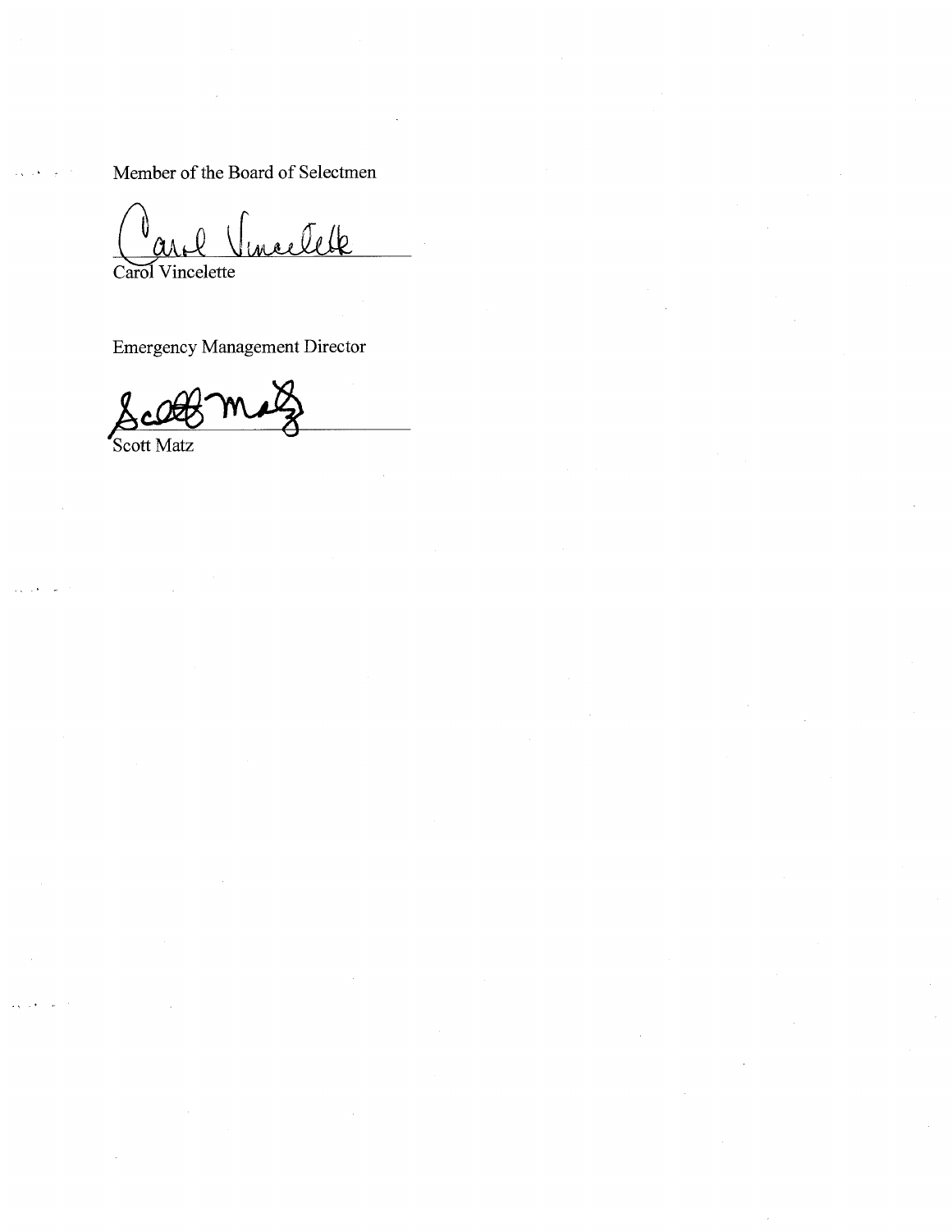Member of the Board of Selectmen

Carol Vincelette

Emergency Management Director

Scott Matz